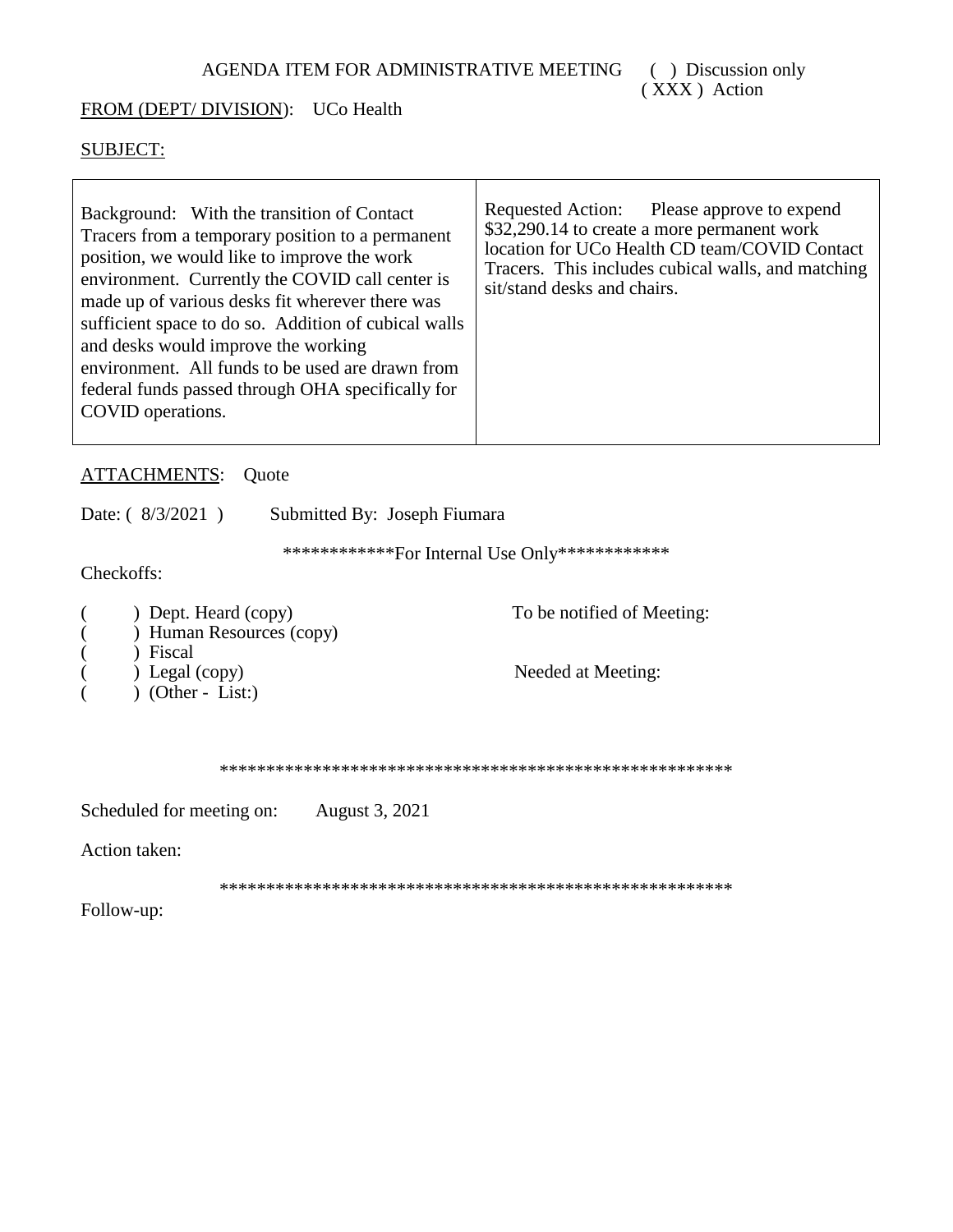AGENDA ITEM FOR ADMINISTRATIVE MEETING ( ) Discussion only
( XXX ) Action

FROM (DEPT/ DIVISION): UCo Health

SUBJECT:

| Background: With the transition of Contact Tracers from a temporary position to a permanent position, we would like to improve the work environment. Currently the COVID call center is made up of various desks fit wherever there was sufficient space to do so. Addition of cubical walls and desks would improve the working environment. All funds to be used are drawn from federal funds passed through OHA specifically for COVID operations. | Requested Action: Please approve to expend $32,290.14 to create a more permanent work location for UCo Health CD team/COVID Contact Tracers. This includes cubical walls, and matching sit/stand desks and chairs. |
|---|---|

ATTACHMENTS: Quote

Date: ( 8/3/2021 ) Submitted By: Joseph Fiumara

************For Internal Use Only************

Checkoffs:

( ) Dept. Heard (copy)
( ) Human Resources (copy)
( ) Fiscal
( ) Legal (copy)
( ) (Other - List:)

To be notified of Meeting:

Needed at Meeting:

*******************************************************

Scheduled for meeting on: August 3, 2021

Action taken:

*******************************************************

Follow-up: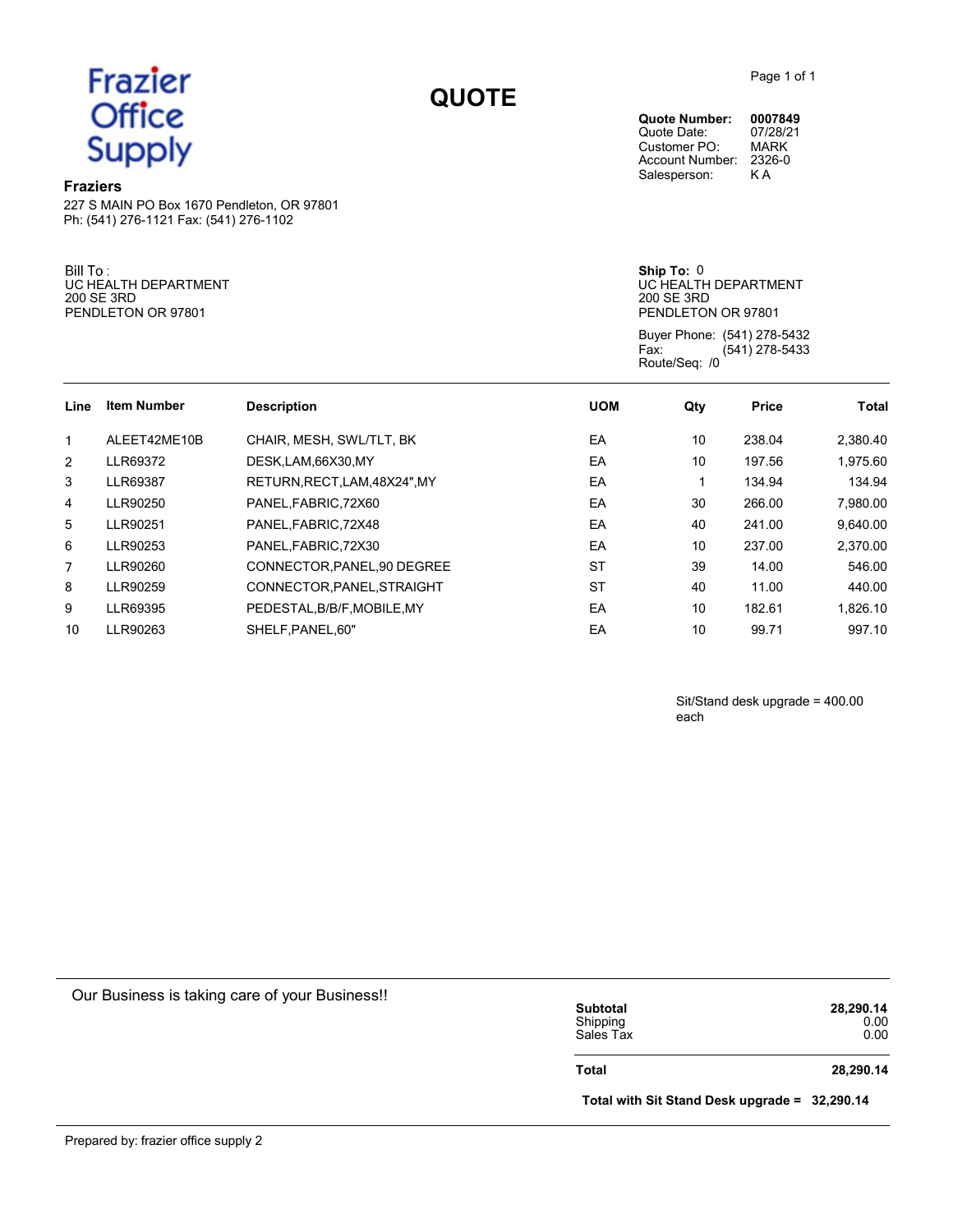# Frazier Office Supply

**Fraziers**
227 S MAIN PO Box 1670 Pendleton, OR 97801
Ph: (541) 276-1121 Fax: (541) 276-1102

# QUOTE

**Quote Number:** **0007849**
Quote Date: 07/28/21
Customer PO: MARK
Account Number: 2326-0
Salesperson: K A

Bill To :
UC HEALTH DEPARTMENT
200 SE 3RD
PENDLETON OR 97801

**Ship To:** 0
UC HEALTH DEPARTMENT
200 SE 3RD
PENDLETON OR 97801

Buyer Phone: (541) 278-5432
Fax: (541) 278-5433
Route/Seq: /0

| Line | Item Number | Description | UOM | Qty | Price | Total |
|---|---|---|---|---|---|---|
| 1 | ALEET42ME10B | CHAIR, MESH, SWL/TLT, BK | EA | 10 | 238.04 | 2,380.40 |
| 2 | LLR69372 | DESK,LAM,66X30,MY | EA | 10 | 197.56 | 1,975.60 |
| 3 | LLR69387 | RETURN,RECT,LAM,48X24",MY | EA | 1 | 134.94 | 134.94 |
| 4 | LLR90250 | PANEL,FABRIC,72X60 | EA | 30 | 266.00 | 7,980.00 |
| 5 | LLR90251 | PANEL,FABRIC,72X48 | EA | 40 | 241.00 | 9,640.00 |
| 6 | LLR90253 | PANEL,FABRIC,72X30 | EA | 10 | 237.00 | 2,370.00 |
| 7 | LLR90260 | CONNECTOR,PANEL,90 DEGREE | ST | 39 | 14.00 | 546.00 |
| 8 | LLR90259 | CONNECTOR,PANEL,STRAIGHT | ST | 40 | 11.00 | 440.00 |
| 9 | LLR69395 | PEDESTAL,B/B/F,MOBILE,MY | EA | 10 | 182.61 | 1,826.10 |
| 10 | LLR90263 | SHELF,PANEL,60" | EA | 10 | 99.71 | 997.10 |

Sit/Stand desk upgrade = 400.00 each

Our Business is taking care of your Business!!

| | |
|---|---|
| **Subtotal** | **28,290.14** |
| Shipping | 0.00 |
| Sales Tax | 0.00 |
| **Total** | **28,290.14** |

**Total with Sit Stand Desk upgrade = 32,290.14**

Prepared by: frazier office supply 2